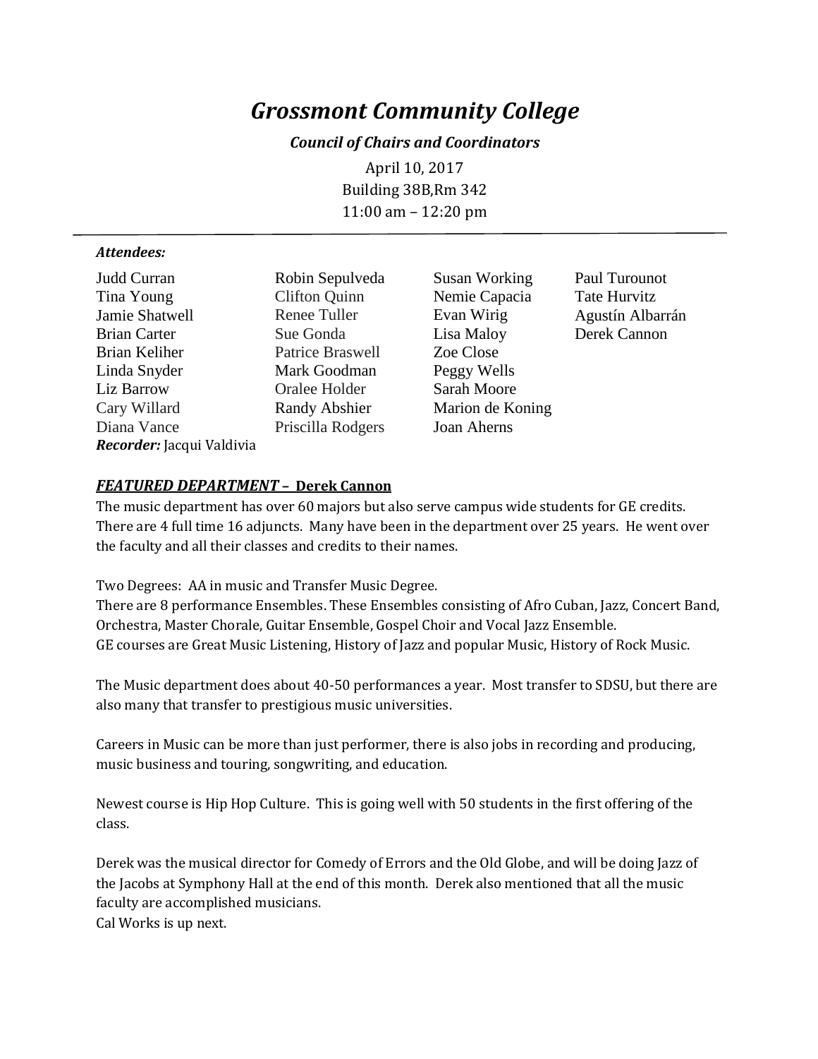# Grossmont Community College

### *Council of Chairs and Coordinators*

April 10, 2017
Building 38B,Rm 342
11:00 am – 12:20 pm

---

***Attendees:***

| | | | |
|---|---|---|---|
| Judd Curran | Robin Sepulveda | Susan Working | Paul Turounot |
| Tina Young | Clifton Quinn | Nemie Capacia | Tate Hurvitz |
| Jamie Shatwell | Renee Tuller | Evan Wirig | Agustín Albarrán |
| Brian Carter | Sue Gonda | Lisa Maloy | Derek Cannon |
| Brian Keliher | Patrice Braswell | Zoe Close | |
| Linda Snyder | Mark Goodman | Peggy Wells | |
| Liz Barrow | Oralee Holder | Sarah Moore | |
| Cary Willard | Randy Abshier | Marion de Koning | |
| Diana Vance | Priscilla Rodgers | Joan Aherns | |

***Recorder:*** Jacqui Valdivia

***<u>FEATURED DEPARTMENT –</u>*** **<u>Derek Cannon</u>**

The music department has over 60 majors but also serve campus wide students for GE credits. There are 4 full time 16 adjuncts. Many have been in the department over 25 years. He went over the faculty and all their classes and credits to their names.

Two Degrees: AA in music and Transfer Music Degree.
There are 8 performance Ensembles. These Ensembles consisting of Afro Cuban, Jazz, Concert Band, Orchestra, Master Chorale, Guitar Ensemble, Gospel Choir and Vocal Jazz Ensemble.
GE courses are Great Music Listening, History of Jazz and popular Music, History of Rock Music.

The Music department does about 40-50 performances a year. Most transfer to SDSU, but there are also many that transfer to prestigious music universities.

Careers in Music can be more than just performer, there is also jobs in recording and producing, music business and touring, songwriting, and education.

Newest course is Hip Hop Culture. This is going well with 50 students in the first offering of the class.

Derek was the musical director for Comedy of Errors and the Old Globe, and will be doing Jazz of the Jacobs at Symphony Hall at the end of this month. Derek also mentioned that all the music faculty are accomplished musicians.
Cal Works is up next.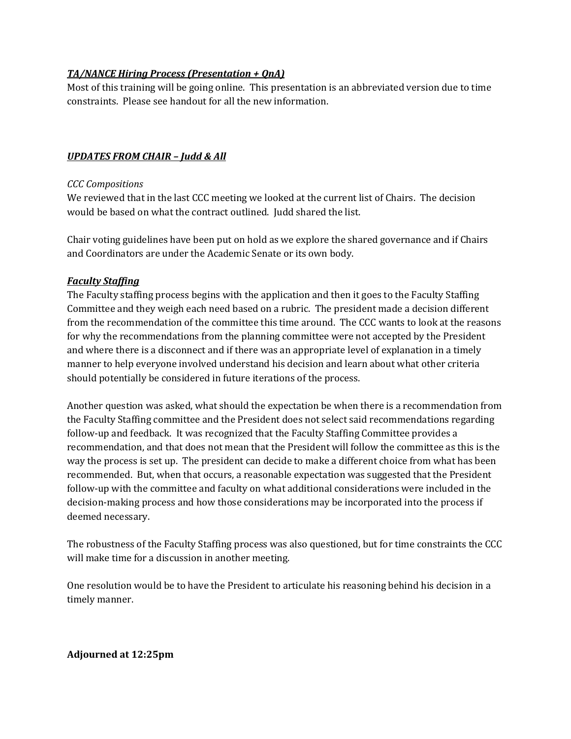***TA/NANCE Hiring Process (Presentation + QnA)***

Most of this training will be going online. This presentation is an abbreviated version due to time constraints. Please see handout for all the new information.

***UPDATES FROM CHAIR – Judd & All***

*CCC Compositions*

We reviewed that in the last CCC meeting we looked at the current list of Chairs. The decision would be based on what the contract outlined. Judd shared the list.

Chair voting guidelines have been put on hold as we explore the shared governance and if Chairs and Coordinators are under the Academic Senate or its own body.

***Faculty Staffing***

The Faculty staffing process begins with the application and then it goes to the Faculty Staffing Committee and they weigh each need based on a rubric. The president made a decision different from the recommendation of the committee this time around. The CCC wants to look at the reasons for why the recommendations from the planning committee were not accepted by the President and where there is a disconnect and if there was an appropriate level of explanation in a timely manner to help everyone involved understand his decision and learn about what other criteria should potentially be considered in future iterations of the process.

Another question was asked, what should the expectation be when there is a recommendation from the Faculty Staffing committee and the President does not select said recommendations regarding follow-up and feedback. It was recognized that the Faculty Staffing Committee provides a recommendation, and that does not mean that the President will follow the committee as this is the way the process is set up. The president can decide to make a different choice from what has been recommended. But, when that occurs, a reasonable expectation was suggested that the President follow-up with the committee and faculty on what additional considerations were included in the decision-making process and how those considerations may be incorporated into the process if deemed necessary.

The robustness of the Faculty Staffing process was also questioned, but for time constraints the CCC will make time for a discussion in another meeting.

One resolution would be to have the President to articulate his reasoning behind his decision in a timely manner.

**Adjourned at 12:25pm**